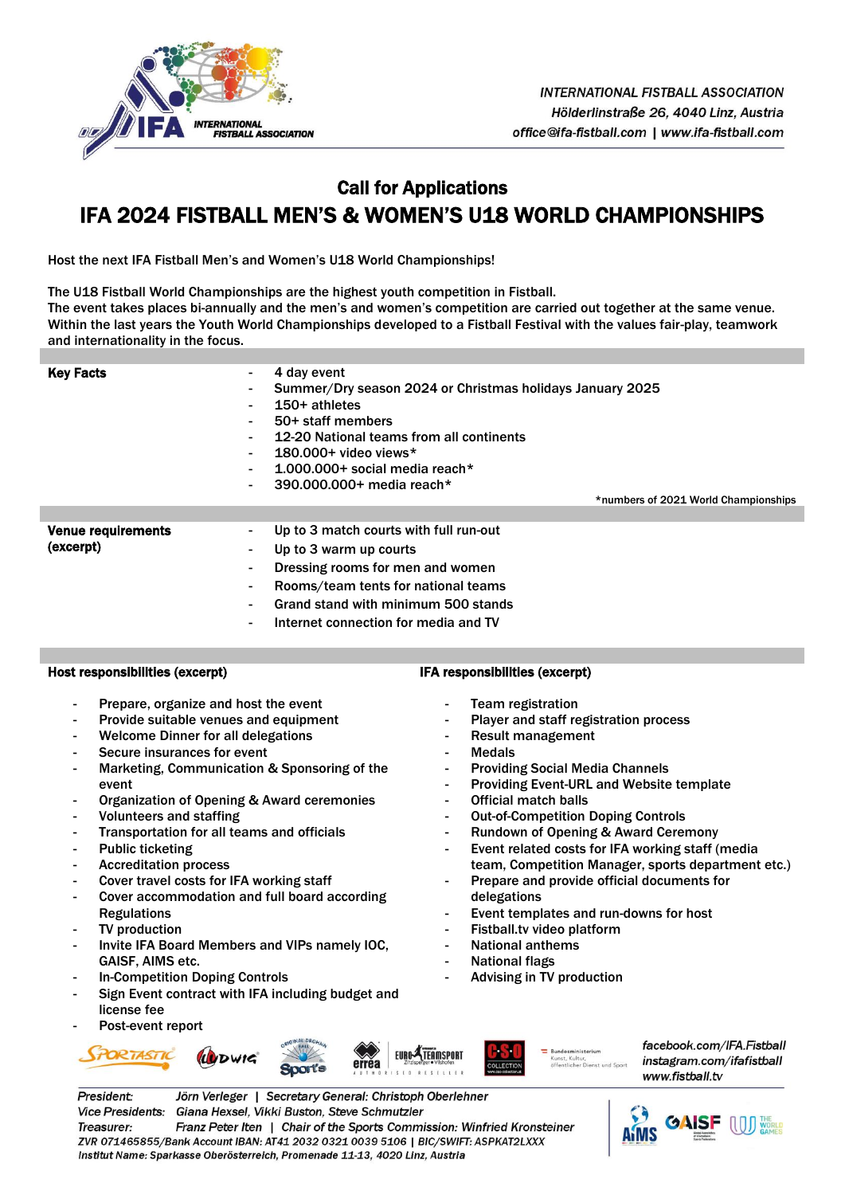*INTERNATIONAL FISTBALL ASSOCIATION*
*Hölderlinstraße 26, 4040 Linz, Austria*
*office@ifa-fistball.com | www.ifa-fistball.com*

## Call for Applications

# IFA 2024 FISTBALL MEN'S & WOMEN'S U18 WORLD CHAMPIONSHIPS

Host the next IFA Fistball Men's and Women's U18 World Championships!

The U18 Fistball World Championships are the highest youth competition in Fistball.
The event takes places bi-annually and the men's and women's competition are carried out together at the same venue.
Within the last years the Youth World Championships developed to a Fistball Festival with the values fair-play, teamwork and internationality in the focus.

**Key Facts**

- 4 day event
- Summer/Dry season 2024 or Christmas holidays January 2025
- 150+ athletes
- 50+ staff members
- 12-20 National teams from all continents
- 180.000+ video views*
- 1.000.000+ social media reach*
- 390.000.000+ media reach*

*numbers of 2021 World Championships

**Venue requirements (excerpt)**

- Up to 3 match courts with full run-out
- Up to 3 warm up courts
- Dressing rooms for men and women
- Rooms/team tents for national teams
- Grand stand with minimum 500 stands
- Internet connection for media and TV

**Host responsibilities (excerpt)**

- Prepare, organize and host the event
- Provide suitable venues and equipment
- Welcome Dinner for all delegations
- Secure insurances for event
- Marketing, Communication & Sponsoring of the event
- Organization of Opening & Award ceremonies
- Volunteers and staffing
- Transportation for all teams and officials
- Public ticketing
- Accreditation process
- Cover travel costs for IFA working staff
- Cover accommodation and full board according Regulations
- TV production
- Invite IFA Board Members and VIPs namely IOC, GAISF, AIMS etc.
- In-Competition Doping Controls
- Sign Event contract with IFA including budget and license fee
- Post-event report

**IFA responsibilities (excerpt)**

- Team registration
- Player and staff registration process
- Result management
- Medals
- Providing Social Media Channels
- Providing Event-URL and Website template
- Official match balls
- Out-of-Competition Doping Controls
- Rundown of Opening & Award Ceremony
- Event related costs for IFA working staff (media team, Competition Manager, sports department etc.)
- Prepare and provide official documents for delegations
- Event templates and run-downs for host
- Fistball.tv video platform
- National anthems
- National flags
- Advising in TV production

*facebook.com/IFA.Fistball*
*instagram.com/ifafistball*
*www.fistball.tv*

*President: Jörn Verleger | Secretary General: Christoph Oberlehner*
*Vice Presidents: Giana Hexsel, Vikki Buston, Steve Schmutzler*
*Treasurer: Franz Peter Iten | Chair of the Sports Commission: Winfried Kronsteiner*
*ZVR 071465855/Bank Account IBAN: AT41 2032 0321 0039 5106 | BIC/SWIFT: ASPKAT2LXXX*
*Institut Name: Sparkasse Oberösterreich, Promenade 11-13, 4020 Linz, Austria*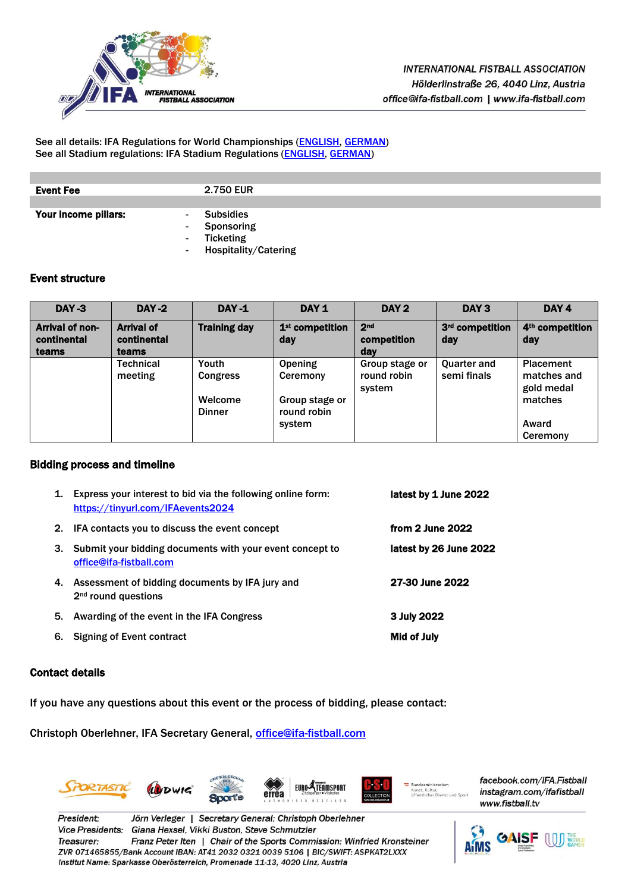See all details: IFA Regulations for World Championships (ENGLISH, GERMAN)
See all Stadium regulations: IFA Stadium Regulations (ENGLISH, GERMAN)

| | |
|---|---|
| **Event Fee** | 2.750 EUR |
| **Your income pillars:** | - Subsidies<br>- Sponsoring<br>- Ticketing<br>- Hospitality/Catering |

## Event structure

| DAY -3 | DAY -2 | DAY -1 | DAY 1 | DAY 2 | DAY 3 | DAY 4 |
|---|---|---|---|---|---|---|
| **Arrival of non-continental teams** | **Arrival of continental teams** | **Training day** | **1st competition day** | **2nd competition day** | **3rd competition day** | **4th competition day** |
| | Technical meeting | Youth Congress<br><br>Welcome Dinner | Opening Ceremony<br><br>Group stage or round robin system | Group stage or round robin system | Quarter and semi finals | Placement matches and gold medal matches<br><br>Award Ceremony |

## Bidding process and timeline

| | | |
|---|---|---|
| 1. | Express your interest to bid via the following online form: https://tinyurl.com/IFAevents2024 | **latest by 1 June 2022** |
| 2. | IFA contacts you to discuss the event concept | **from 2 June 2022** |
| 3. | Submit your bidding documents with your event concept to office@ifa-fistball.com | **latest by 26 June 2022** |
| 4. | Assessment of bidding documents by IFA jury and 2nd round questions | **27-30 June 2022** |
| 5. | Awarding of the event in the IFA Congress | **3 July 2022** |
| 6. | Signing of Event contract | **Mid of July** |

## Contact details

If you have any questions about this event or the process of bidding, please contact:

Christoph Oberlehner, IFA Secretary General, office@ifa-fistball.com